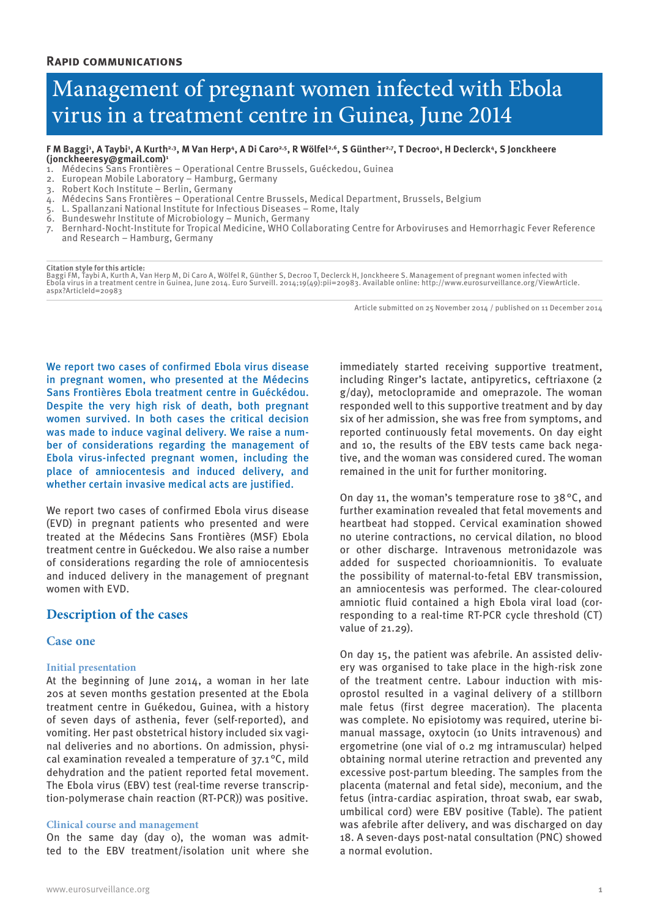**Rapid communications**

# Management of pregnant women infected with Ebola virus in a treatment centre in Guinea, June 2014

**F M Baggi[1], A Taybi[1], A Kurth[2,3], M Van Herp[4], A Di Caro[2,5], R Wölfel[2,6], S Günther[2,7], T Decroo[4], H Declerck[4], S Jonckheere (jonckheeresy@gmail.com)[1]**

1. Médecins Sans Frontières – Operational Centre Brussels, Guéckedou, Guinea
2. European Mobile Laboratory – Hamburg, Germany
3. Robert Koch Institute – Berlin, Germany
4. Médecins Sans Frontières – Operational Centre Brussels, Medical Department, Brussels, Belgium
5. L. Spallanzani National Institute for Infectious Diseases – Rome, Italy
6. Bundeswehr Institute of Microbiology – Munich, Germany
7. Bernhard-Nocht-Institute for Tropical Medicine, WHO Collaborating Centre for Arboviruses and Hemorrhagic Fever Reference and Research – Hamburg, Germany

**Citation style for this article:**
Baggi FM, Taybi A, Kurth A, Van Herp M, Di Caro A, Wölfel R, Günther S, Decroo T, Declerck H, Jonckheere S. Management of pregnant women infected with Ebola virus in a treatment centre in Guinea, June 2014. Euro Surveill. 2014;19(49):pii=20983. Available online: http://www.eurosurveillance.org/ViewArticle.aspx?ArticleId=20983

Article submitted on 25 November 2014 / published on 11 December 2014

We report two cases of confirmed Ebola virus disease in pregnant women, who presented at the Médecins Sans Frontières Ebola treatment centre in Guéckédou. Despite the very high risk of death, both pregnant women survived. In both cases the critical decision was made to induce vaginal delivery. We raise a number of considerations regarding the management of Ebola virus-infected pregnant women, including the place of amniocentesis and induced delivery, and whether certain invasive medical acts are justified.

We report two cases of confirmed Ebola virus disease (EVD) in pregnant patients who presented and were treated at the Médecins Sans Frontières (MSF) Ebola treatment centre in Guéckedou. We also raise a number of considerations regarding the role of amniocentesis and induced delivery in the management of pregnant women with EVD.

## Description of the cases

### Case one

#### Initial presentation

At the beginning of June 2014, a woman in her late 20s at seven months gestation presented at the Ebola treatment centre in Guékedou, Guinea, with a history of seven days of asthenia, fever (self-reported), and vomiting. Her past obstetrical history included six vaginal deliveries and no abortions. On admission, physical examination revealed a temperature of 37.1 °C, mild dehydration and the patient reported fetal movement. The Ebola virus (EBV) test (real-time reverse transcription-polymerase chain reaction (RT-PCR)) was positive.

#### Clinical course and management

On the same day (day 0), the woman was admitted to the EBV treatment/isolation unit where she immediately started receiving supportive treatment, including Ringer's lactate, antipyretics, ceftriaxone (2 g/day), metoclopramide and omeprazole. The woman responded well to this supportive treatment and by day six of her admission, she was free from symptoms, and reported continuously fetal movements. On day eight and 10, the results of the EBV tests came back negative, and the woman was considered cured. The woman remained in the unit for further monitoring.

On day 11, the woman's temperature rose to 38 °C, and further examination revealed that fetal movements and heartbeat had stopped. Cervical examination showed no uterine contractions, no cervical dilation, no blood or other discharge. Intravenous metronidazole was added for suspected chorioamnionitis. To evaluate the possibility of maternal-to-fetal EBV transmission, an amniocentesis was performed. The clear-coloured amniotic fluid contained a high Ebola viral load (corresponding to a real-time RT-PCR cycle threshold (CT) value of 21.29).

On day 15, the patient was afebrile. An assisted delivery was organised to take place in the high-risk zone of the treatment centre. Labour induction with misoprostol resulted in a vaginal delivery of a stillborn male fetus (first degree maceration). The placenta was complete. No episiotomy was required, uterine bimanual massage, oxytocin (10 Units intravenous) and ergometrine (one vial of 0.2 mg intramuscular) helped obtaining normal uterine retraction and prevented any excessive post-partum bleeding. The samples from the placenta (maternal and fetal side), meconium, and the fetus (intra-cardiac aspiration, throat swab, ear swab, umbilical cord) were EBV positive (Table). The patient was afebrile after delivery, and was discharged on day 18. A seven-days post-natal consultation (PNC) showed a normal evolution.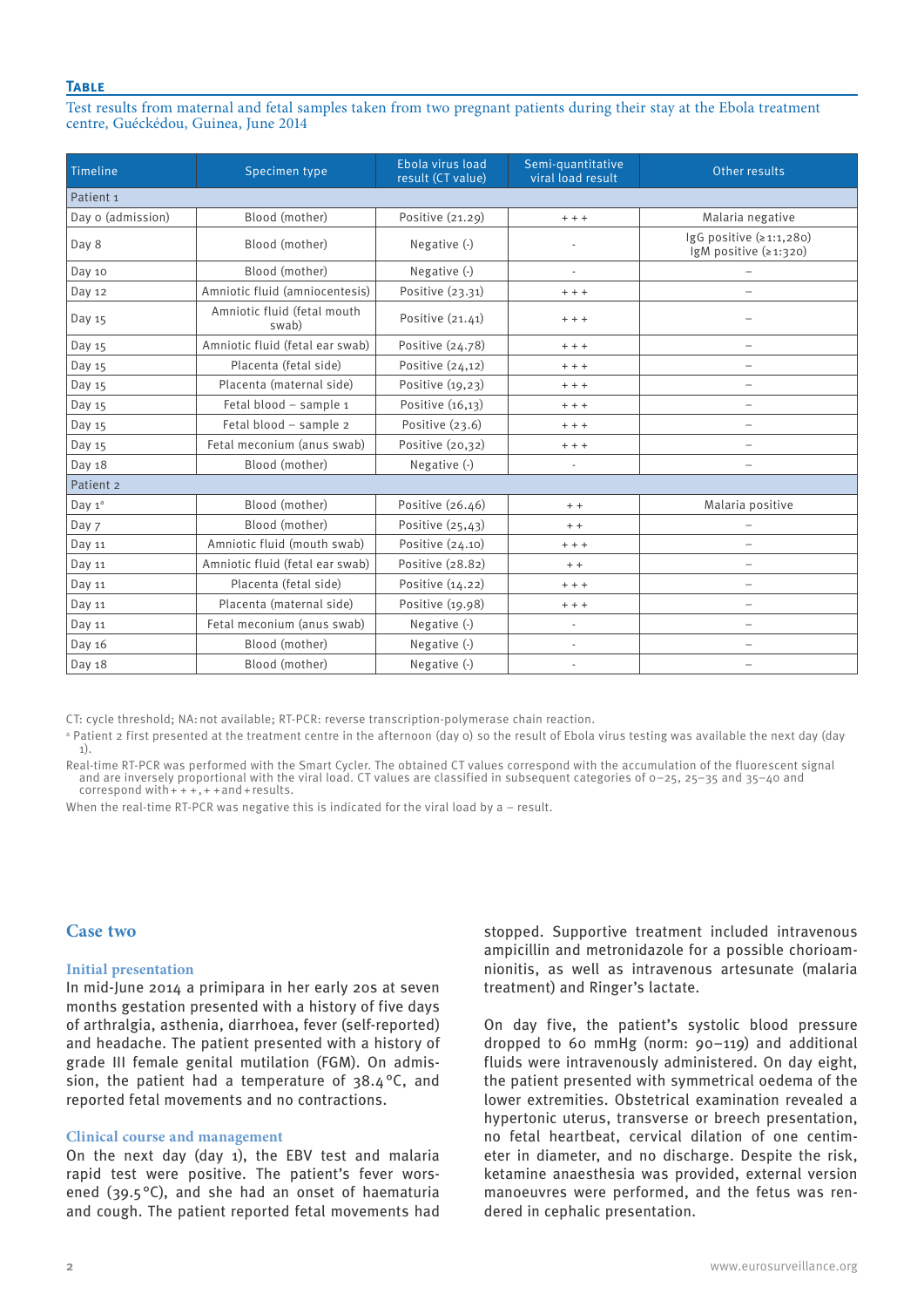**Table**

Test results from maternal and fetal samples taken from two pregnant patients during their stay at the Ebola treatment centre, Guéckédou, Guinea, June 2014

| Timeline | Specimen type | Ebola virus load result (CT value) | Semi-quantitative viral load result | Other results |
|---|---|---|---|---|
| Patient 1 | | | | |
| Day 0 (admission) | Blood (mother) | Positive (21.29) | + + + | Malaria negative |
| Day 8 | Blood (mother) | Negative (-) | - | IgG positive (≥1:1,280) IgM positive (≥1:320) |
| Day 10 | Blood (mother) | Negative (-) | - | – |
| Day 12 | Amniotic fluid (amniocentesis) | Positive (23.31) | + + + | – |
| Day 15 | Amniotic fluid (fetal mouth swab) | Positive (21.41) | + + + | – |
| Day 15 | Amniotic fluid (fetal ear swab) | Positive (24.78) | + + + | – |
| Day 15 | Placenta (fetal side) | Positive (24,12) | + + + | – |
| Day 15 | Placenta (maternal side) | Positive (19,23) | + + + | – |
| Day 15 | Fetal blood – sample 1 | Positive (16,13) | + + + | – |
| Day 15 | Fetal blood – sample 2 | Positive (23.6) | + + + | – |
| Day 15 | Fetal meconium (anus swab) | Positive (20,32) | + + + | – |
| Day 18 | Blood (mother) | Negative (-) | - | – |
| Patient 2 | | | | |
| Day 1[a] | Blood (mother) | Positive (26.46) | + + | Malaria positive |
| Day 7 | Blood (mother) | Positive (25,43) | + + | – |
| Day 11 | Amniotic fluid (mouth swab) | Positive (24.10) | + + + | – |
| Day 11 | Amniotic fluid (fetal ear swab) | Positive (28.82) | + + | – |
| Day 11 | Placenta (fetal side) | Positive (14.22) | + + + | – |
| Day 11 | Placenta (maternal side) | Positive (19.98) | + + + | – |
| Day 11 | Fetal meconium (anus swab) | Negative (-) | - | – |
| Day 16 | Blood (mother) | Negative (-) | - | – |
| Day 18 | Blood (mother) | Negative (-) | - | – |

CT: cycle threshold; NA: not available; RT-PCR: reverse transcription-polymerase chain reaction.

[a] Patient 2 first presented at the treatment centre in the afternoon (day 0) so the result of Ebola virus testing was available the next day (day 1).

Real-time RT-PCR was performed with the Smart Cycler. The obtained CT values correspond with the accumulation of the fluorescent signal and are inversely proportional with the viral load. CT values are classified in subsequent categories of 0–25, 25–35 and 35–40 and correspond with + + +, + + and + results.

When the real-time RT-PCR was negative this is indicated for the viral load by a – result.

## Case two

### Initial presentation

In mid-June 2014 a primipara in her early 20s at seven months gestation presented with a history of five days of arthralgia, asthenia, diarrhoea, fever (self-reported) and headache. The patient presented with a history of grade III female genital mutilation (FGM). On admission, the patient had a temperature of 38.4°C, and reported fetal movements and no contractions.

### Clinical course and management

On the next day (day 1), the EBV test and malaria rapid test were positive. The patient's fever worsened (39.5°C), and she had an onset of haematuria and cough. The patient reported fetal movements had stopped. Supportive treatment included intravenous ampicillin and metronidazole for a possible chorioamnionitis, as well as intravenous artesunate (malaria treatment) and Ringer's lactate.

On day five, the patient's systolic blood pressure dropped to 60 mmHg (norm: 90–119) and additional fluids were intravenously administered. On day eight, the patient presented with symmetrical oedema of the lower extremities. Obstetrical examination revealed a hypertonic uterus, transverse or breech presentation, no fetal heartbeat, cervical dilation of one centimeter in diameter, and no discharge. Despite the risk, ketamine anaesthesia was provided, external version manoeuvres were performed, and the fetus was rendered in cephalic presentation.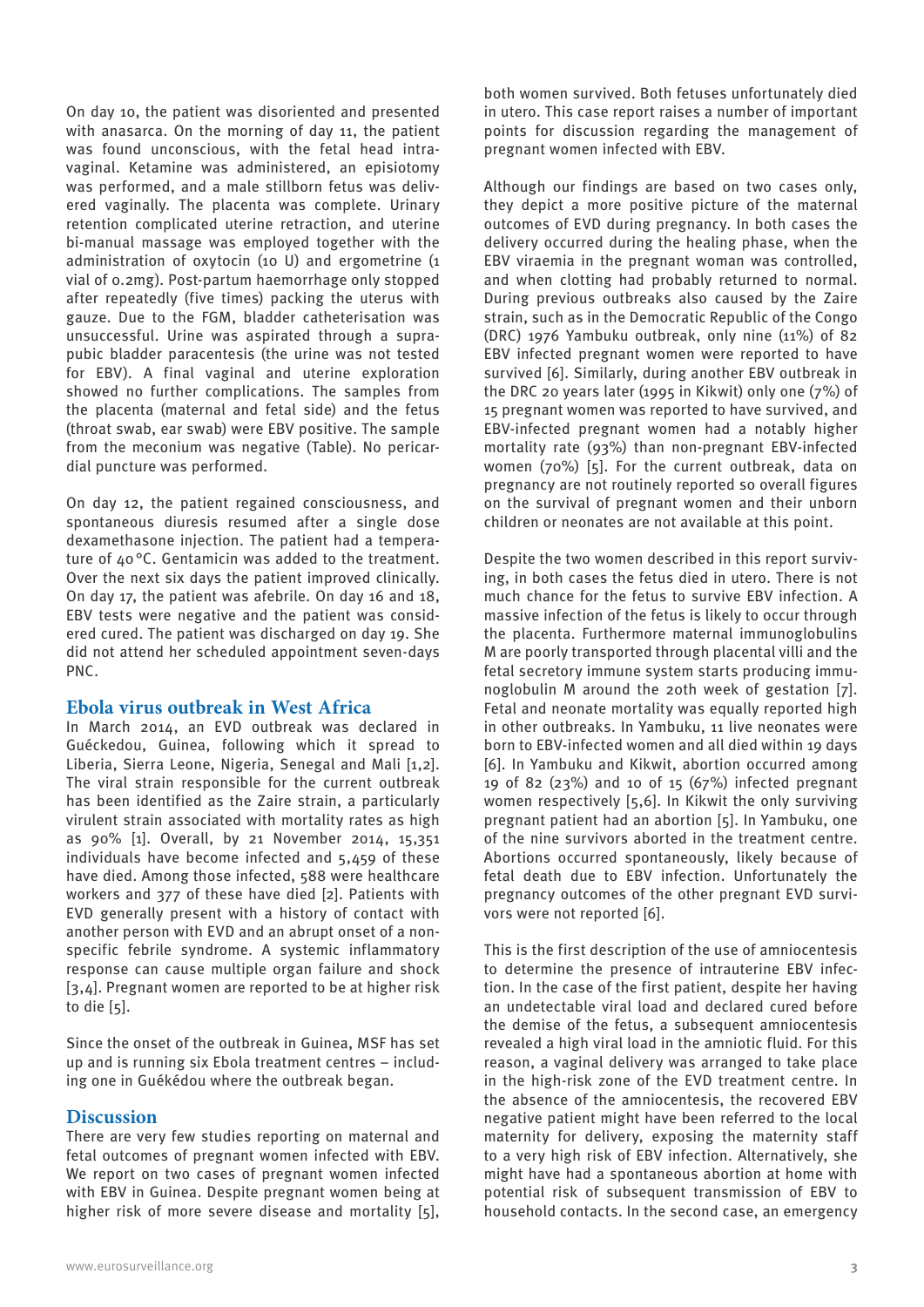On day 10, the patient was disoriented and presented with anasarca. On the morning of day 11, the patient was found unconscious, with the fetal head intravaginal. Ketamine was administered, an episiotomy was performed, and a male stillborn fetus was delivered vaginally. The placenta was complete. Urinary retention complicated uterine retraction, and uterine bi-manual massage was employed together with the administration of oxytocin (10 U) and ergometrine (1 vial of 0.2mg). Post-partum haemorrhage only stopped after repeatedly (five times) packing the uterus with gauze. Due to the FGM, bladder catheterisation was unsuccessful. Urine was aspirated through a suprapubic bladder paracentesis (the urine was not tested for EBV). A final vaginal and uterine exploration showed no further complications. The samples from the placenta (maternal and fetal side) and the fetus (throat swab, ear swab) were EBV positive. The sample from the meconium was negative (Table). No pericardial puncture was performed.

On day 12, the patient regained consciousness, and spontaneous diuresis resumed after a single dose dexamethasone injection. The patient had a temperature of 40 °C. Gentamicin was added to the treatment. Over the next six days the patient improved clinically. On day 17, the patient was afebrile. On day 16 and 18, EBV tests were negative and the patient was considered cured. The patient was discharged on day 19. She did not attend her scheduled appointment seven-days PNC.

## Ebola virus outbreak in West Africa

In March 2014, an EVD outbreak was declared in Guéckedou, Guinea, following which it spread to Liberia, Sierra Leone, Nigeria, Senegal and Mali [1,2]. The viral strain responsible for the current outbreak has been identified as the Zaire strain, a particularly virulent strain associated with mortality rates as high as 90% [1]. Overall, by 21 November 2014, 15,351 individuals have been infected and 5,459 of these have died. Among those infected, 588 were healthcare workers and 377 of these have died [2]. Patients with EVD generally present with a history of contact with another person with EVD and an abrupt onset of a non-specific febrile syndrome. A systemic inflammatory response can cause multiple organ failure and shock [3,4]. Pregnant women are reported to be at higher risk to die [5].

Since the onset of the outbreak in Guinea, MSF has set up and is running six Ebola treatment centres – including one in Guékédou where the outbreak began.

## Discussion

There are very few studies reporting on maternal and fetal outcomes of pregnant women infected with EBV. We report on two cases of pregnant women infected with EBV in Guinea. Despite pregnant women being at higher risk of more severe disease and mortality [5], both women survived. Both fetuses unfortunately died in utero. This case report raises a number of important points for discussion regarding the management of pregnant women infected with EBV.

Although our findings are based on two cases only, they depict a more positive picture of the maternal outcomes of EVD during pregnancy. In both cases the delivery occurred during the healing phase, when the EBV viraemia in the pregnant woman was controlled, and when clotting had probably returned to normal. During previous outbreaks also caused by the Zaire strain, such as in the Democratic Republic of the Congo (DRC) 1976 Yambuku outbreak, only nine (11%) of 82 EBV infected pregnant women were reported to have survived [6]. Similarly, during another EBV outbreak in the DRC 20 years later (1995 in Kikwit) only one (7%) of 15 pregnant women was reported to have survived, and EBV-infected pregnant women had a notably higher mortality rate (93%) than non-pregnant EBV-infected women (70%) [5]. For the current outbreak, data on pregnancy are not routinely reported so overall figures on the survival of pregnant women and their unborn children or neonates are not available at this point.

Despite the two women described in this report surviving, in both cases the fetus died in utero. There is not much chance for the fetus to survive EBV infection. A massive infection of the fetus is likely to occur through the placenta. Furthermore maternal immunoglobulins M are poorly transported through placental villi and the fetal secretory immune system starts producing immunoglobulin M around the 20th week of gestation [7]. Fetal and neonate mortality was equally reported high in other outbreaks. In Yambuku, 11 live neonates were born to EBV-infected women and all died within 19 days [6]. In Yambuku and Kikwit, abortion occurred among 19 of 82 (23%) and 10 of 15 (67%) infected pregnant women respectively [5,6]. In Kikwit the only surviving pregnant patient had an abortion [5]. In Yambuku, one of the nine survivors aborted in the treatment centre. Abortions occurred spontaneously, likely because of fetal death due to EBV infection. Unfortunately the pregnancy outcomes of the other pregnant EVD survivors were not reported [6].

This is the first description of the use of amniocentesis to determine the presence of intrauterine EBV infection. In the case of the first patient, despite her having an undetectable viral load and declared cured before the demise of the fetus, a subsequent amniocentesis revealed a high viral load in the amniotic fluid. For this reason, a vaginal delivery was arranged to take place in the high-risk zone of the EVD treatment centre. In the absence of the amniocentesis, the recovered EBV negative patient might have been referred to the local maternity for delivery, exposing the maternity staff to a very high risk of EBV infection. Alternatively, she might have had a spontaneous abortion at home with potential risk of subsequent transmission of EBV to household contacts. In the second case, an emergency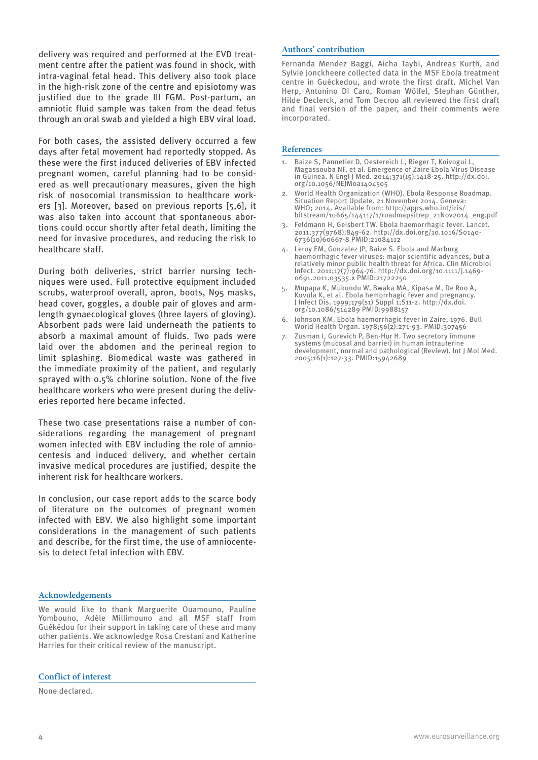delivery was required and performed at the EVD treatment centre after the patient was found in shock, with intra-vaginal fetal head. This delivery also took place in the high-risk zone of the centre and episiotomy was justified due to the grade III FGM. Post-partum, an amniotic fluid sample was taken from the dead fetus through an oral swab and yielded a high EBV viral load.

For both cases, the assisted delivery occurred a few days after fetal movement had reportedly stopped. As these were the first induced deliveries of EBV infected pregnant women, careful planning had to be considered as well precautionary measures, given the high risk of nosocomial transmission to healthcare workers [3]. Moreover, based on previous reports [5,6], it was also taken into account that spontaneous abortions could occur shortly after fetal death, limiting the need for invasive procedures, and reducing the risk to healthcare staff.

During both deliveries, strict barrier nursing techniques were used. Full protective equipment included scrubs, waterproof overall, apron, boots, N95 masks, head cover, goggles, a double pair of gloves and arm-length gynaecological gloves (three layers of gloving). Absorbent pads were laid underneath the patients to absorb a maximal amount of fluids. Two pads were laid over the abdomen and the perineal region to limit splashing. Biomedical waste was gathered in the immediate proximity of the patient, and regularly sprayed with 0.5% chlorine solution. None of the five healthcare workers who were present during the deliveries reported here became infected.

These two case presentations raise a number of considerations regarding the management of pregnant women infected with EBV including the role of amniocentesis and induced delivery, and whether certain invasive medical procedures are justified, despite the inherent risk for healthcare workers.

In conclusion, our case report adds to the scarce body of literature on the outcomes of pregnant women infected with EBV. We also highlight some important considerations in the management of such patients and describe, for the first time, the use of amniocentesis to detect fetal infection with EBV.

## Acknowledgements

We would like to thank Marguerite Ouamouno, Pauline Yombouno, Adèle Millimouno and all MSF staff from Guékédou for their support in taking care of these and many other patients. We acknowledge Rosa Crestani and Katherine Harries for their critical review of the manuscript.

## Conflict of interest

None declared.

## Authors' contribution

Fernanda Mendez Baggi, Aicha Taybi, Andreas Kurth, and Sylvie Jonckheere collected data in the MSF Ebola treatment centre in Guéckedou, and wrote the first draft. Michel Van Herp, Antonino Di Caro, Roman Wölfel, Stephan Günther, Hilde Declerck, and Tom Decroo all reviewed the first draft and final version of the paper, and their comments were incorporated.

## References

1. Baize S, Pannetier D, Oestereich L, Rieger T, Koivogui L, Magassouba NF, et al. Emergence of Zaire Ebola Virus Disease in Guinea. N Engl J Med. 2014;371(15):1418-25. http://dx.doi.org/10.1056/NEJMoa1404505
2. World Health Organization (WHO). Ebola Response Roadmap. Situation Report Update. 21 November 2014. Geneva: WHO; 2014. Available from: http://apps.who.int/iris/bitstream/10665/144117/1/roadmapsitrep_21Nov2014_eng.pdf
3. Feldmann H, Geisbert TW. Ebola haemorrhagic fever. Lancet. 2011;377(9768):849-62. http://dx.doi.org/10.1016/S0140-6736(10)60667-8 PMID:21084112
4. Leroy EM, Gonzalez JP, Baize S. Ebola and Marburg haemorrhagic fever viruses: major scientific advances, but a relatively minor public health threat for Africa. Clin Microbiol Infect. 2011;17(7):964-76. http://dx.doi.org/10.1111/j.1469-0691.2011.03535.x PMID:21722250
5. Mupapa K, Mukundu W, Bwaka MA, Kipasa M, De Roo A, Kuvula K, et al. Ebola hemorrhagic fever and pregnancy. J Infect Dis. 1999;179(s1) Suppl 1;S11-2. http://dx.doi.org/10.1086/514289 PMID:9988157
6. Johnson KM. Ebola haemorrhagic fever in Zaire, 1976. Bull World Health Organ. 1978;56(2):271-93. PMID:307456
7. Zusman I, Gurevich P, Ben-Hur H. Two secretory immune systems (mucosal and barrier) in human intrauterine development, normal and pathological (Review). Int J Mol Med. 2005;16(1):127-33. PMID:15942689